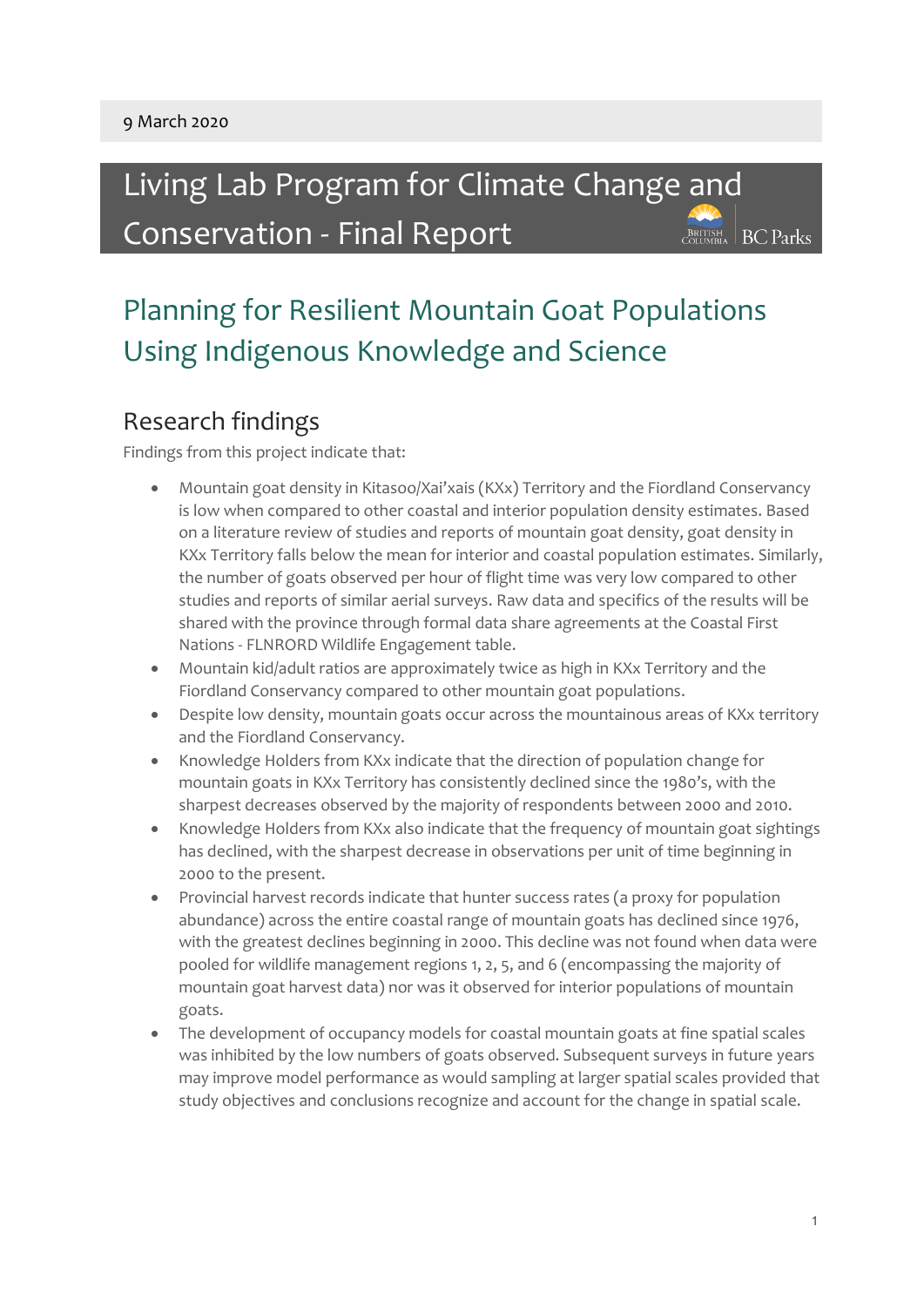9 March 2020

# Living Lab Program for Climate Change and Conservation - Final Report

## Planning for Resilient Mountain Goat Populations Using Indigenous Knowledge and Science

### Research findings

Findings from this project indicate that:

- Mountain goat density in Kitasoo/Xai'xais (KXx) Territory and the Fiordland Conservancy is low when compared to other coastal and interior population density estimates. Based on a literature review of studies and reports of mountain goat density, goat density in KXx Territory falls below the mean for interior and coastal population estimates. Similarly, the number of goats observed per hour of flight time was very low compared to other studies and reports of similar aerial surveys. Raw data and specifics of the results will be shared with the province through formal data share agreements at the Coastal First Nations - FLNRORD Wildlife Engagement table.
- Mountain kid/adult ratios are approximately twice as high in KXx Territory and the Fiordland Conservancy compared to other mountain goat populations.
- Despite low density, mountain goats occur across the mountainous areas of KXx territory and the Fiordland Conservancy.
- Knowledge Holders from KXx indicate that the direction of population change for mountain goats in KXx Territory has consistently declined since the 1980's, with the sharpest decreases observed by the majority of respondents between 2000 and 2010.
- Knowledge Holders from KXx also indicate that the frequency of mountain goat sightings has declined, with the sharpest decrease in observations per unit of time beginning in 2000 to the present.
- Provincial harvest records indicate that hunter success rates (a proxy for population abundance) across the entire coastal range of mountain goats has declined since 1976, with the greatest declines beginning in 2000. This decline was not found when data were pooled for wildlife management regions 1, 2, 5, and 6 (encompassing the majority of mountain goat harvest data) nor was it observed for interior populations of mountain goats.
- The development of occupancy models for coastal mountain goats at fine spatial scales was inhibited by the low numbers of goats observed. Subsequent surveys in future years may improve model performance as would sampling at larger spatial scales provided that study objectives and conclusions recognize and account for the change in spatial scale.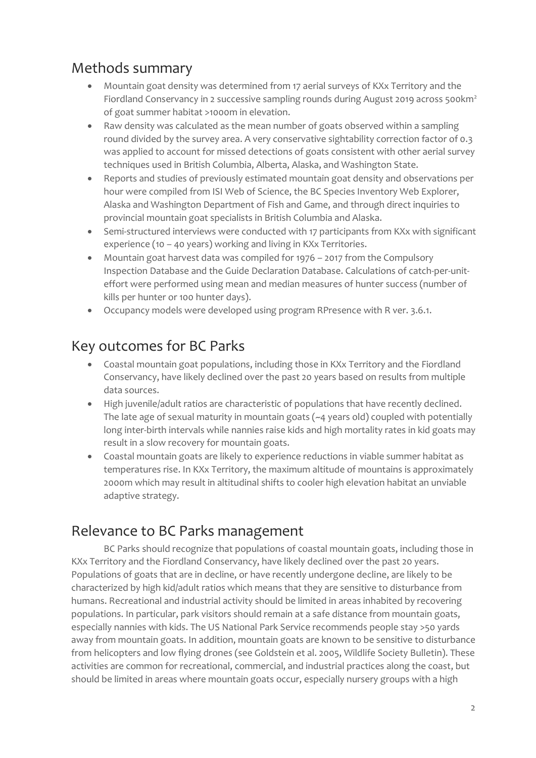## Methods summary

- Mountain goat density was determined from 17 aerial surveys of KXx Territory and the Fiordland Conservancy in 2 successive sampling rounds during August 2019 across 500km$^2$ of goat summer habitat >1000m in elevation.
- Raw density was calculated as the mean number of goats observed within a sampling round divided by the survey area. A very conservative sightability correction factor of 0.3 was applied to account for missed detections of goats consistent with other aerial survey techniques used in British Columbia, Alberta, Alaska, and Washington State.
- Reports and studies of previously estimated mountain goat density and observations per hour were compiled from ISI Web of Science, the BC Species Inventory Web Explorer, Alaska and Washington Department of Fish and Game, and through direct inquiries to provincial mountain goat specialists in British Columbia and Alaska.
- Semi-structured interviews were conducted with 17 participants from KXx with significant experience (10 – 40 years) working and living in KXx Territories.
- Mountain goat harvest data was compiled for 1976 – 2017 from the Compulsory Inspection Database and the Guide Declaration Database. Calculations of catch-per-unit-effort were performed using mean and median measures of hunter success (number of kills per hunter or 100 hunter days).
- Occupancy models were developed using program RPresence with R ver. 3.6.1.

## Key outcomes for BC Parks

- Coastal mountain goat populations, including those in KXx Territory and the Fiordland Conservancy, have likely declined over the past 20 years based on results from multiple data sources.
- High juvenile/adult ratios are characteristic of populations that have recently declined. The late age of sexual maturity in mountain goats (~4 years old) coupled with potentially long inter-birth intervals while nannies raise kids and high mortality rates in kid goats may result in a slow recovery for mountain goats.
- Coastal mountain goats are likely to experience reductions in viable summer habitat as temperatures rise. In KXx Territory, the maximum altitude of mountains is approximately 2000m which may result in altitudinal shifts to cooler high elevation habitat an unviable adaptive strategy.

## Relevance to BC Parks management

BC Parks should recognize that populations of coastal mountain goats, including those in KXx Territory and the Fiordland Conservancy, have likely declined over the past 20 years. Populations of goats that are in decline, or have recently undergone decline, are likely to be characterized by high kid/adult ratios which means that they are sensitive to disturbance from humans. Recreational and industrial activity should be limited in areas inhabited by recovering populations. In particular, park visitors should remain at a safe distance from mountain goats, especially nannies with kids. The US National Park Service recommends people stay >50 yards away from mountain goats. In addition, mountain goats are known to be sensitive to disturbance from helicopters and low flying drones (see Goldstein et al. 2005, Wildlife Society Bulletin). These activities are common for recreational, commercial, and industrial practices along the coast, but should be limited in areas where mountain goats occur, especially nursery groups with a high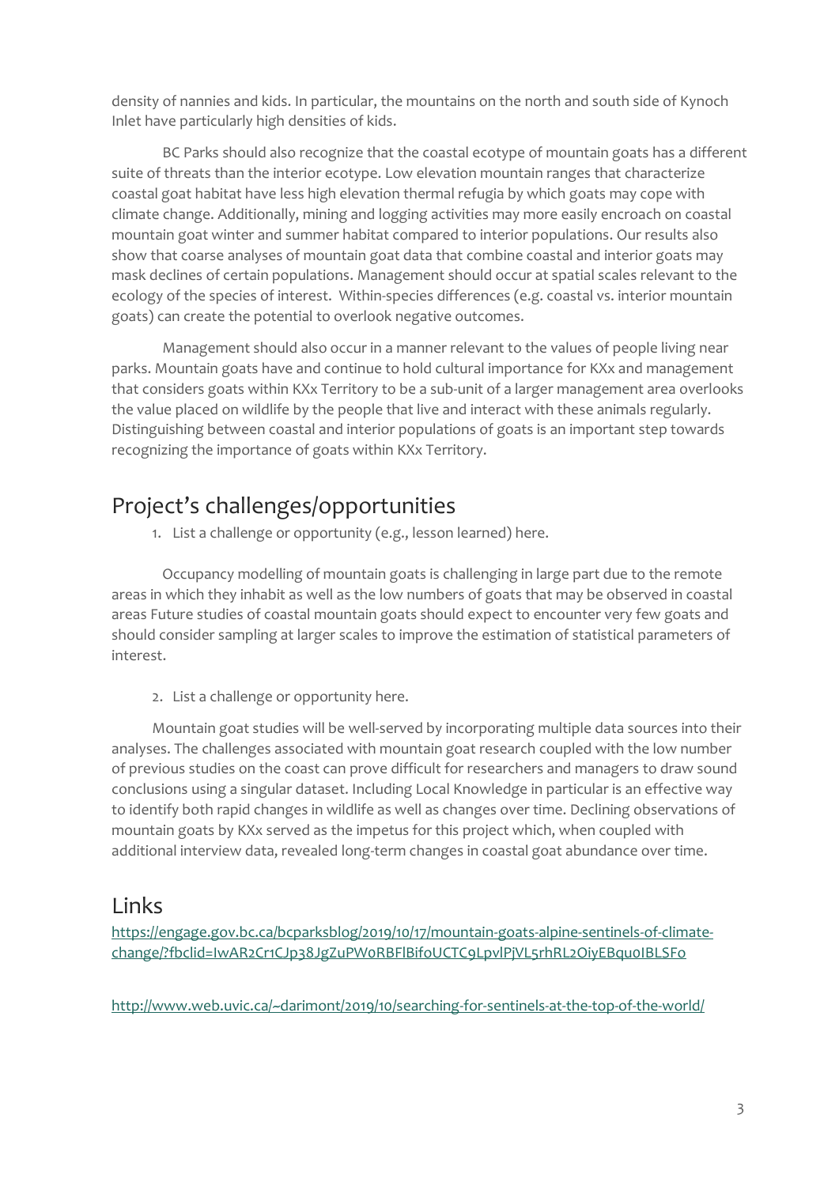density of nannies and kids. In particular, the mountains on the north and south side of Kynoch Inlet have particularly high densities of kids.

BC Parks should also recognize that the coastal ecotype of mountain goats has a different suite of threats than the interior ecotype. Low elevation mountain ranges that characterize coastal goat habitat have less high elevation thermal refugia by which goats may cope with climate change. Additionally, mining and logging activities may more easily encroach on coastal mountain goat winter and summer habitat compared to interior populations. Our results also show that coarse analyses of mountain goat data that combine coastal and interior goats may mask declines of certain populations. Management should occur at spatial scales relevant to the ecology of the species of interest. Within-species differences (e.g. coastal vs. interior mountain goats) can create the potential to overlook negative outcomes.

Management should also occur in a manner relevant to the values of people living near parks. Mountain goats have and continue to hold cultural importance for KXx and management that considers goats within KXx Territory to be a sub-unit of a larger management area overlooks the value placed on wildlife by the people that live and interact with these animals regularly. Distinguishing between coastal and interior populations of goats is an important step towards recognizing the importance of goats within KXx Territory.

## Project's challenges/opportunities

1. List a challenge or opportunity (e.g., lesson learned) here.

Occupancy modelling of mountain goats is challenging in large part due to the remote areas in which they inhabit as well as the low numbers of goats that may be observed in coastal areas Future studies of coastal mountain goats should expect to encounter very few goats and should consider sampling at larger scales to improve the estimation of statistical parameters of interest.

2. List a challenge or opportunity here.

Mountain goat studies will be well-served by incorporating multiple data sources into their analyses. The challenges associated with mountain goat research coupled with the low number of previous studies on the coast can prove difficult for researchers and managers to draw sound conclusions using a singular dataset. Including Local Knowledge in particular is an effective way to identify both rapid changes in wildlife as well as changes over time. Declining observations of mountain goats by KXx served as the impetus for this project which, when coupled with additional interview data, revealed long-term changes in coastal goat abundance over time.

## Links

https://engage.gov.bc.ca/bcparksblog/2019/10/17/mountain-goats-alpine-sentinels-of-climate-change/?fbclid=IwAR2Cr1CJp38JgZuPW0RBFlBif0UCTC9LpvlPjVL5rhRL2OiyEBqu0IBLSF0

http://www.web.uvic.ca/~darimont/2019/10/searching-for-sentinels-at-the-top-of-the-world/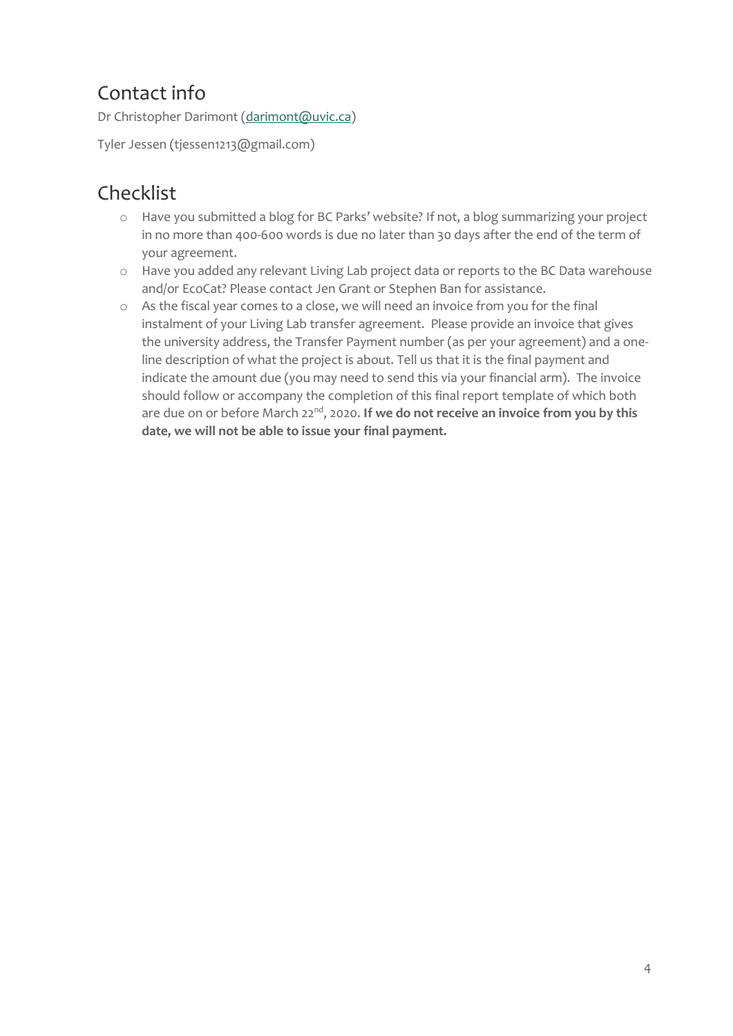## Contact info

Dr Christopher Darimont (darimont@uvic.ca)

Tyler Jessen (tjessen1213@gmail.com)

## Checklist

- Have you submitted a blog for BC Parks' website? If not, a blog summarizing your project in no more than 400-600 words is due no later than 30 days after the end of the term of your agreement.
- Have you added any relevant Living Lab project data or reports to the BC Data warehouse and/or EcoCat? Please contact Jen Grant or Stephen Ban for assistance.
- As the fiscal year comes to a close, we will need an invoice from you for the final instalment of your Living Lab transfer agreement. Please provide an invoice that gives the university address, the Transfer Payment number (as per your agreement) and a one-line description of what the project is about. Tell us that it is the final payment and indicate the amount due (you may need to send this via your financial arm). The invoice should follow or accompany the completion of this final report template of which both are due on or before March 22nd, 2020. **If we do not receive an invoice from you by this date, we will not be able to issue your final payment.**